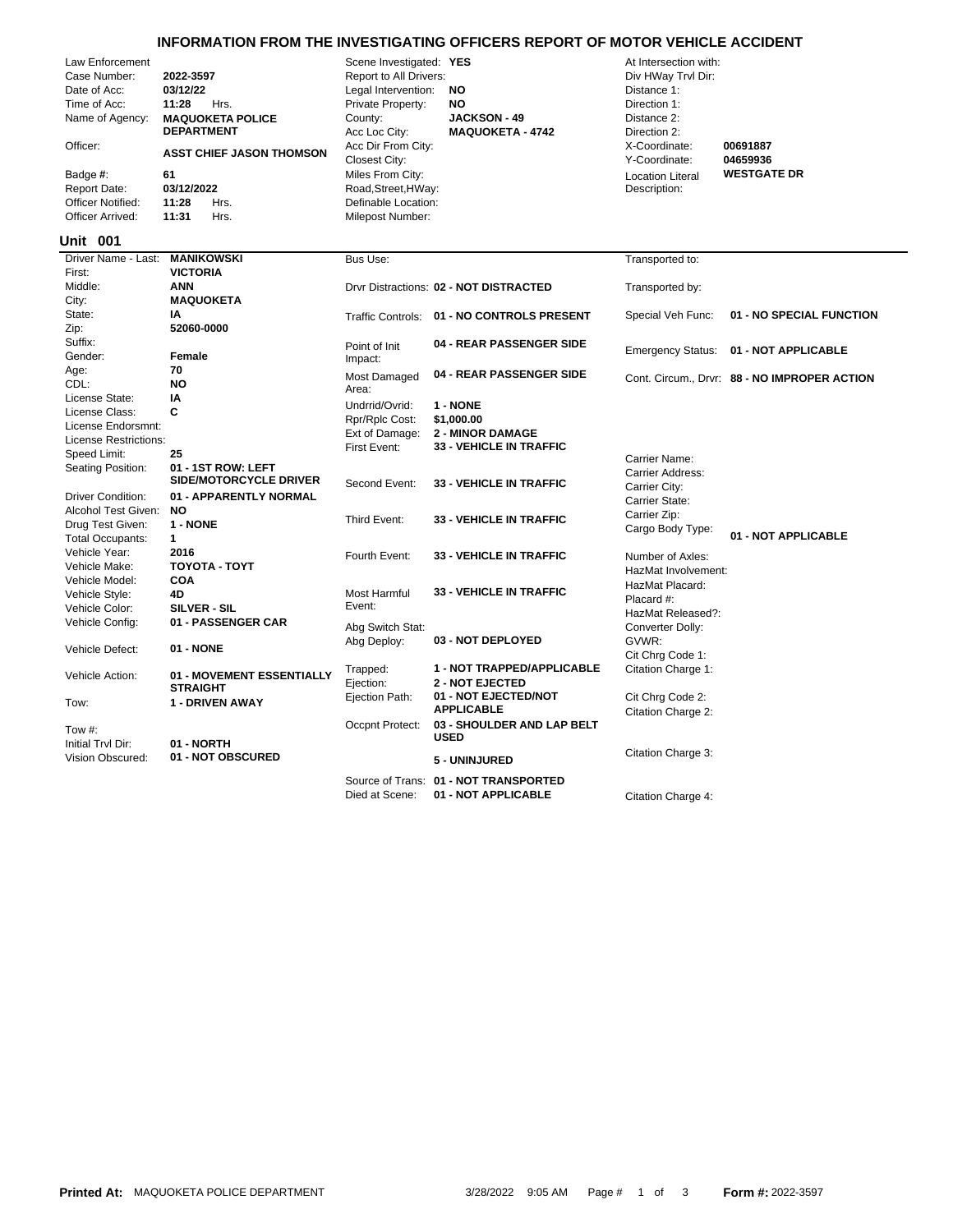# INFORMATION FROM THE INVESTIGATING OFFICERS REPORT OF MOTOR VEHICLE ACCIDENT

| Field | Value | Field | Value | Field | Value |
|---|---|---|---|---|---|
| Law Enforcement | | Scene Investigated: | YES | At Intersection with: | |
| Case Number: | 2022-3597 | Report to All Drivers: | | Div HWay Trvl Dir: | |
| Date of Acc: | 03/12/22 | Legal Intervention: | NO | Distance 1: | |
| Time of Acc: | 11:28 Hrs. | Private Property: | NO | Direction 1: | |
| Name of Agency: | MAQUOKETA POLICE DEPARTMENT | County: | JACKSON - 49 | Distance 2: | |
| | | Acc Loc City: | MAQUOKETA - 4742 | Direction 2: | |
| Officer: | ASST CHIEF JASON THOMSON | Acc Dir From City: | | X-Coordinate: | 00691887 |
| | | Closest City: | | Y-Coordinate: | 04659936 |
| Badge #: | 61 | Miles From City: | | Location Literal Description: | WESTGATE DR |
| Report Date: | 03/12/2022 | Road,Street,HWay: | | | |
| Officer Notified: | 11:28 Hrs. | Definable Location: | | | |
| Officer Arrived: | 11:31 Hrs. | Milepost Number: | | | |

## Unit 001

| Field | Value | Field | Value | Field | Value |
|---|---|---|---|---|---|
| Driver Name - Last: | MANIKOWSKI | Bus Use: | | Transported to: | |
| First: | VICTORIA | | | | |
| Middle: | ANN | Drvr Distractions: | 02 - NOT DISTRACTED | Transported by: | |
| City: | MAQUOKETA | | | | |
| State: | IA | Traffic Controls: | 01 - NO CONTROLS PRESENT | Special Veh Func: | 01 - NO SPECIAL FUNCTION |
| Zip: | 52060-0000 | | | | |
| Suffix: | | Point of Init Impact: | 04 - REAR PASSENGER SIDE | Emergency Status: | 01 - NOT APPLICABLE |
| Gender: | Female | | | | |
| Age: | 70 | Most Damaged Area: | 04 - REAR PASSENGER SIDE | Cont. Circum., Drvr: | 88 - NO IMPROPER ACTION |
| CDL: | NO | | | | |
| License State: | IA | Undrrid/Ovrid: | 1 - NONE | | |
| License Class: | C | Rpr/Rplc Cost: | $1,000.00 | | |
| License Endorsmnt: | | Ext of Damage: | 2 - MINOR DAMAGE | | |
| License Restrictions: | | First Event: | 33 - VEHICLE IN TRAFFIC | | |
| Speed Limit: | 25 | | | Carrier Name: | |
| Seating Position: | 01 - 1ST ROW: LEFT SIDE/MOTORCYCLE DRIVER | Second Event: | 33 - VEHICLE IN TRAFFIC | Carrier Address: | |
| | | | | Carrier City: | |
| Driver Condition: | 01 - APPARENTLY NORMAL | | | Carrier State: | |
| Alcohol Test Given: | NO | Third Event: | 33 - VEHICLE IN TRAFFIC | Carrier Zip: | |
| Drug Test Given: | 1 - NONE | | | Cargo Body Type: | 01 - NOT APPLICABLE |
| Total Occupants: | 1 | | | | |
| Vehicle Year: | 2016 | Fourth Event: | 33 - VEHICLE IN TRAFFIC | Number of Axles: | |
| Vehicle Make: | TOYOTA - TOYT | | | HazMat Involvement: | |
| Vehicle Model: | COA | | | HazMat Placard: | |
| Vehicle Style: | 4D | Most Harmful Event: | 33 - VEHICLE IN TRAFFIC | Placard #: | |
| Vehicle Color: | SILVER - SIL | | | HazMat Released?: | |
| Vehicle Config: | 01 - PASSENGER CAR | Abg Switch Stat: | | Converter Dolly: | |
| Vehicle Defect: | 01 - NONE | Abg Deploy: | 03 - NOT DEPLOYED | GVWR: | |
| | | | | Cit Chrg Code 1: | |
| Vehicle Action: | 01 - MOVEMENT ESSENTIALLY STRAIGHT | Trapped: | 1 - NOT TRAPPED/APPLICABLE | Citation Charge 1: | |
| | | Ejection: | 2 - NOT EJECTED | | |
| Tow: | 1 - DRIVEN AWAY | Ejection Path: | 01 - NOT EJECTED/NOT APPLICABLE | Cit Chrg Code 2: | |
| | | | | Citation Charge 2: | |
| Tow #: | | Occpnt Protect: | 03 - SHOULDER AND LAP BELT USED | | |
| Initial Trvl Dir: | 01 - NORTH | | | | |
| Vision Obscured: | 01 - NOT OBSCURED | | 5 - UNINJURED | Citation Charge 3: | |
| | | Source of Trans: | 01 - NOT TRANSPORTED | | |
| | | Died at Scene: | 01 - NOT APPLICABLE | Citation Charge 4: | |

**Printed At:** MAQUOKETA POLICE DEPARTMENT 3/28/2022 9:05 AM **Form #:** 2022-3597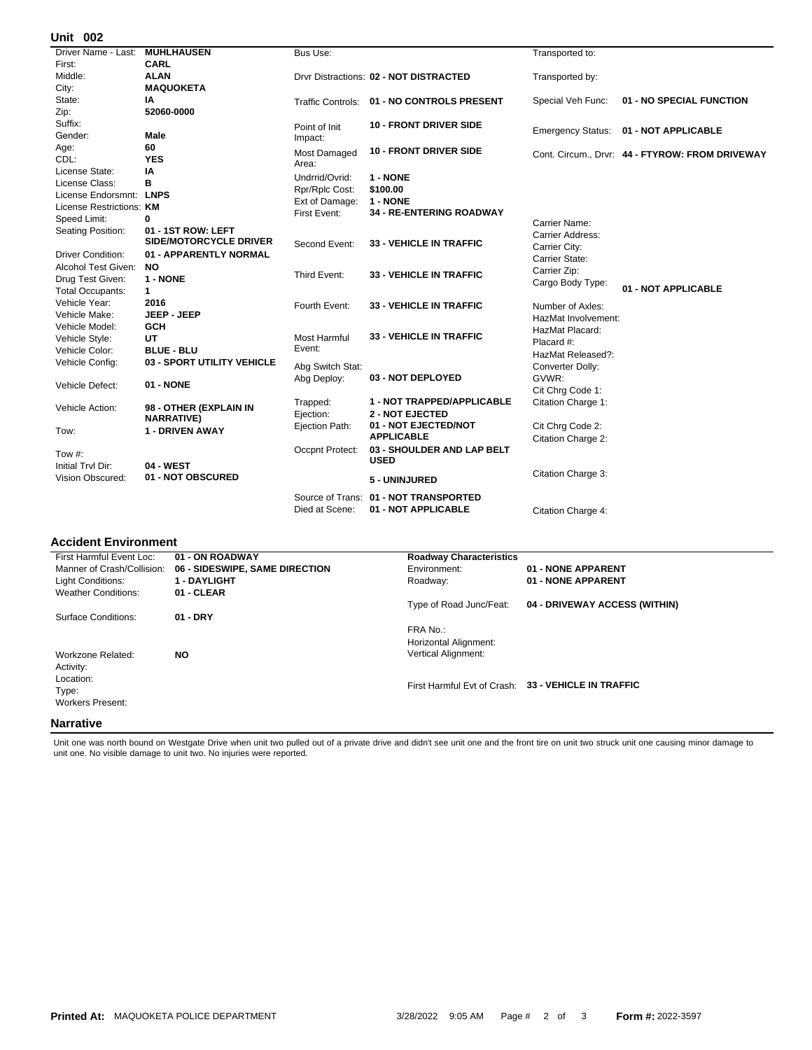## Unit 002

| | | | | | |
|---|---|---|---|---|---|
| Driver Name - Last: | **MUHLHAUSEN** | Bus Use: | | Transported to: | |
| First: | **CARL** | | | | |
| Middle: | **ALAN** | Drvr Distractions: | **02 - NOT DISTRACTED** | Transported by: | |
| City: | **MAQUOKETA** | | | | |
| State: | **IA** | Traffic Controls: | **01 - NO CONTROLS PRESENT** | Special Veh Func: | **01 - NO SPECIAL FUNCTION** |
| Zip: | **52060-0000** | | | | |
| Suffix: | | Point of Init Impact: | **10 - FRONT DRIVER SIDE** | Emergency Status: | **01 - NOT APPLICABLE** |
| Gender: | **Male** | | | | |
| Age: | **60** | Most Damaged Area: | **10 - FRONT DRIVER SIDE** | Cont. Circum., Drvr: | **44 - FTYROW: FROM DRIVEWAY** |
| CDL: | **YES** | | | | |
| License State: | **IA** | Undrrid/Ovrid: | **1 - NONE** | | |
| License Class: | **B** | Rpr/Rplc Cost: | **$100.00** | | |
| License Endorsmnt: | **LNPS** | Ext of Damage: | **1 - NONE** | | |
| License Restrictions: | **KM** | First Event: | **34 - RE-ENTERING ROADWAY** | | |
| Speed Limit: | **0** | | | Carrier Name: | |
| Seating Position: | **01 - 1ST ROW: LEFT SIDE/MOTORCYCLE DRIVER** | Second Event: | **33 - VEHICLE IN TRAFFIC** | Carrier Address: | |
| | | | | Carrier City: | |
| Driver Condition: | **01 - APPARENTLY NORMAL** | | | Carrier State: | |
| Alcohol Test Given: | **NO** | Third Event: | **33 - VEHICLE IN TRAFFIC** | Carrier Zip: | |
| Drug Test Given: | **1 - NONE** | | | Cargo Body Type: | **01 - NOT APPLICABLE** |
| Total Occupants: | **1** | | | | |
| Vehicle Year: | **2016** | Fourth Event: | **33 - VEHICLE IN TRAFFIC** | Number of Axles: | |
| Vehicle Make: | **JEEP - JEEP** | | | HazMat Involvement: | |
| Vehicle Model: | **GCH** | | | HazMat Placard: | |
| Vehicle Style: | **UT** | Most Harmful Event: | **33 - VEHICLE IN TRAFFIC** | Placard #: | |
| Vehicle Color: | **BLUE - BLU** | | | HazMat Released?: | |
| Vehicle Config: | **03 - SPORT UTILITY VEHICLE** | Abg Switch Stat: | | Converter Dolly: | |
| Vehicle Defect: | **01 - NONE** | Abg Deploy: | **03 - NOT DEPLOYED** | GVWR: | |
| | | | | Cit Chrg Code 1: | |
| Vehicle Action: | **98 - OTHER (EXPLAIN IN NARRATIVE)** | Trapped: | **1 - NOT TRAPPED/APPLICABLE** | Citation Charge 1: | |
| | | Ejection: | **2 - NOT EJECTED** | | |
| Tow: | **1 - DRIVEN AWAY** | Ejection Path: | **01 - NOT EJECTED/NOT APPLICABLE** | Cit Chrg Code 2: | |
| | | | | Citation Charge 2: | |
| Tow #: | | Occpnt Protect: | **03 - SHOULDER AND LAP BELT USED** | | |
| Initial Trvl Dir: | **04 - WEST** | | | | |
| Vision Obscured: | **01 - NOT OBSCURED** | | **5 - UNINJURED** | Citation Charge 3: | |
| | | Source of Trans: | **01 - NOT TRANSPORTED** | | |
| | | Died at Scene: | **01 - NOT APPLICABLE** | Citation Charge 4: | |

## Accident Environment

| | | | |
|---|---|---|---|
| First Harmful Event Loc: | **01 - ON ROADWAY** | **Roadway Characteristics** | |
| Manner of Crash/Collision: | **06 - SIDESWIPE, SAME DIRECTION** | Environment: | **01 - NONE APPARENT** |
| Light Conditions: | **1 - DAYLIGHT** | Roadway: | **01 - NONE APPARENT** |
| Weather Conditions: | **01 - CLEAR** | | |
| | | Type of Road Junc/Feat: | **04 - DRIVEWAY ACCESS (WITHIN)** |
| Surface Conditions: | **01 - DRY** | | |
| | | FRA No.: | |
| | | Horizontal Alignment: | |
| Workzone Related: | **NO** | Vertical Alignment: | |
| Activity: | | | |
| Location: | | First Harmful Evt of Crash: | **33 - VEHICLE IN TRAFFIC** |
| Type: | | | |
| Workers Present: | | | |

## Narrative

Unit one was north bound on Westgate Drive when unit two pulled out of a private drive and didn't see unit one and the front tire on unit two struck unit one causing minor damage to unit one. No visible damage to unit two. No injuries were reported.

Printed At: MAQUOKETA POLICE DEPARTMENT 3/28/2022 9:05 AM Form #: 2022-3597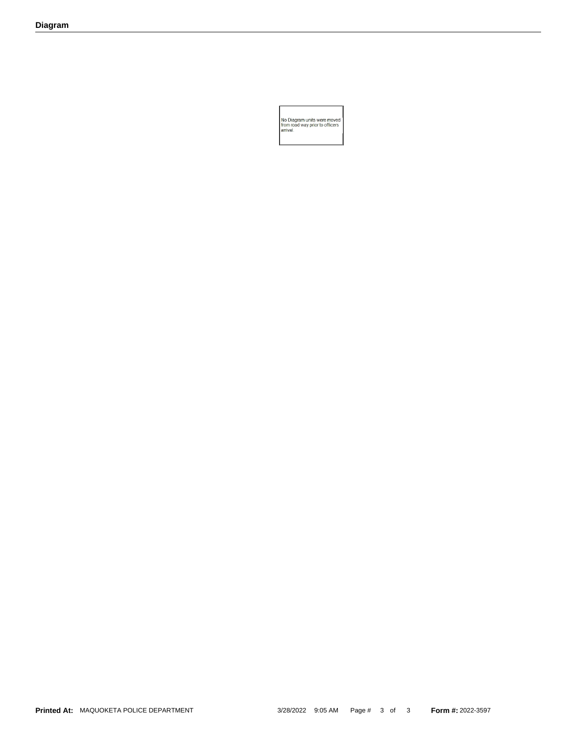**Diagram**

No Diagram units were moved from road way prior to officers arrival.